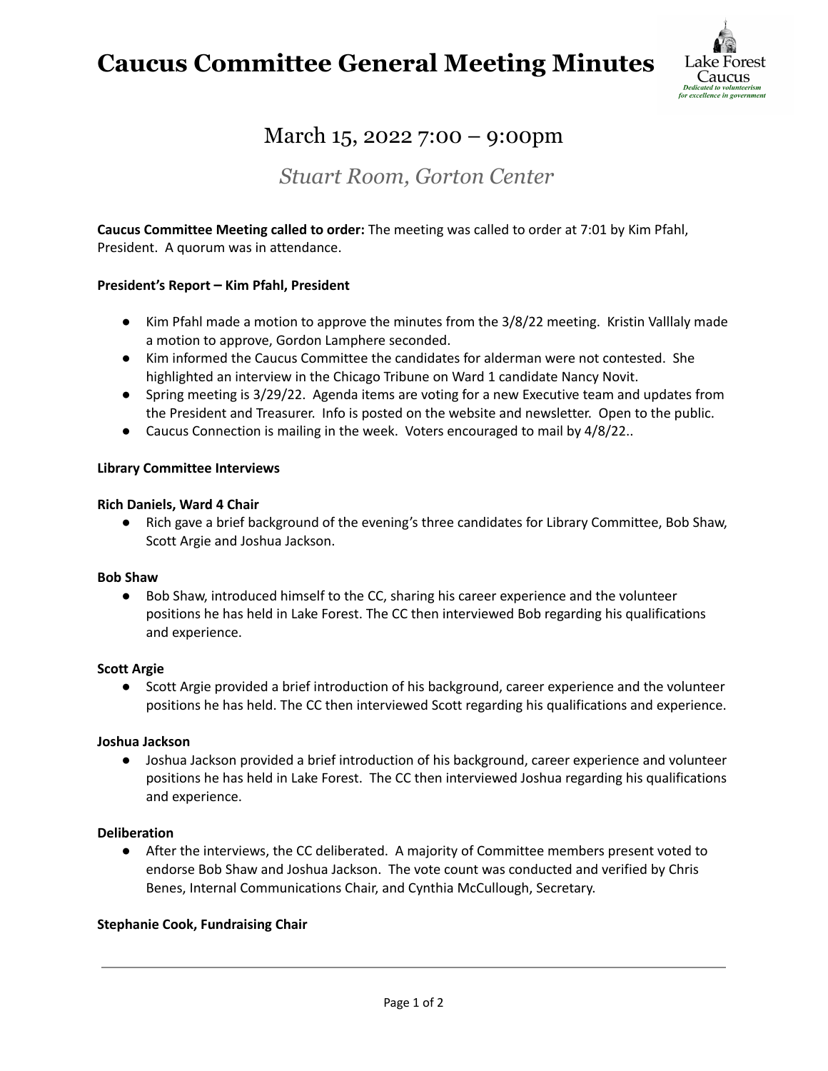# Caucus Committee General Meeting Minutes

## March 15, 2022 7:00 – 9:00pm

### *Stuart Room, Gorton Center*

**Caucus Committee Meeting called to order:** The meeting was called to order at 7:01 by Kim Pfahl, President. A quorum was in attendance.

**President's Report – Kim Pfahl, President**

- Kim Pfahl made a motion to approve the minutes from the 3/8/22 meeting. Kristin Valllaly made a motion to approve, Gordon Lamphere seconded.
- Kim informed the Caucus Committee the candidates for alderman were not contested. She highlighted an interview in the Chicago Tribune on Ward 1 candidate Nancy Novit.
- Spring meeting is 3/29/22. Agenda items are voting for a new Executive team and updates from the President and Treasurer. Info is posted on the website and newsletter. Open to the public.
- Caucus Connection is mailing in the week. Voters encouraged to mail by 4/8/22..

**Library Committee Interviews**

**Rich Daniels, Ward 4 Chair**

- Rich gave a brief background of the evening's three candidates for Library Committee, Bob Shaw, Scott Argie and Joshua Jackson.

**Bob Shaw**

- Bob Shaw, introduced himself to the CC, sharing his career experience and the volunteer positions he has held in Lake Forest. The CC then interviewed Bob regarding his qualifications and experience.

**Scott Argie**

- Scott Argie provided a brief introduction of his background, career experience and the volunteer positions he has held. The CC then interviewed Scott regarding his qualifications and experience.

**Joshua Jackson**

- Joshua Jackson provided a brief introduction of his background, career experience and volunteer positions he has held in Lake Forest. The CC then interviewed Joshua regarding his qualifications and experience.

**Deliberation**

- After the interviews, the CC deliberated. A majority of Committee members present voted to endorse Bob Shaw and Joshua Jackson. The vote count was conducted and verified by Chris Benes, Internal Communications Chair, and Cynthia McCullough, Secretary.

**Stephanie Cook, Fundraising Chair**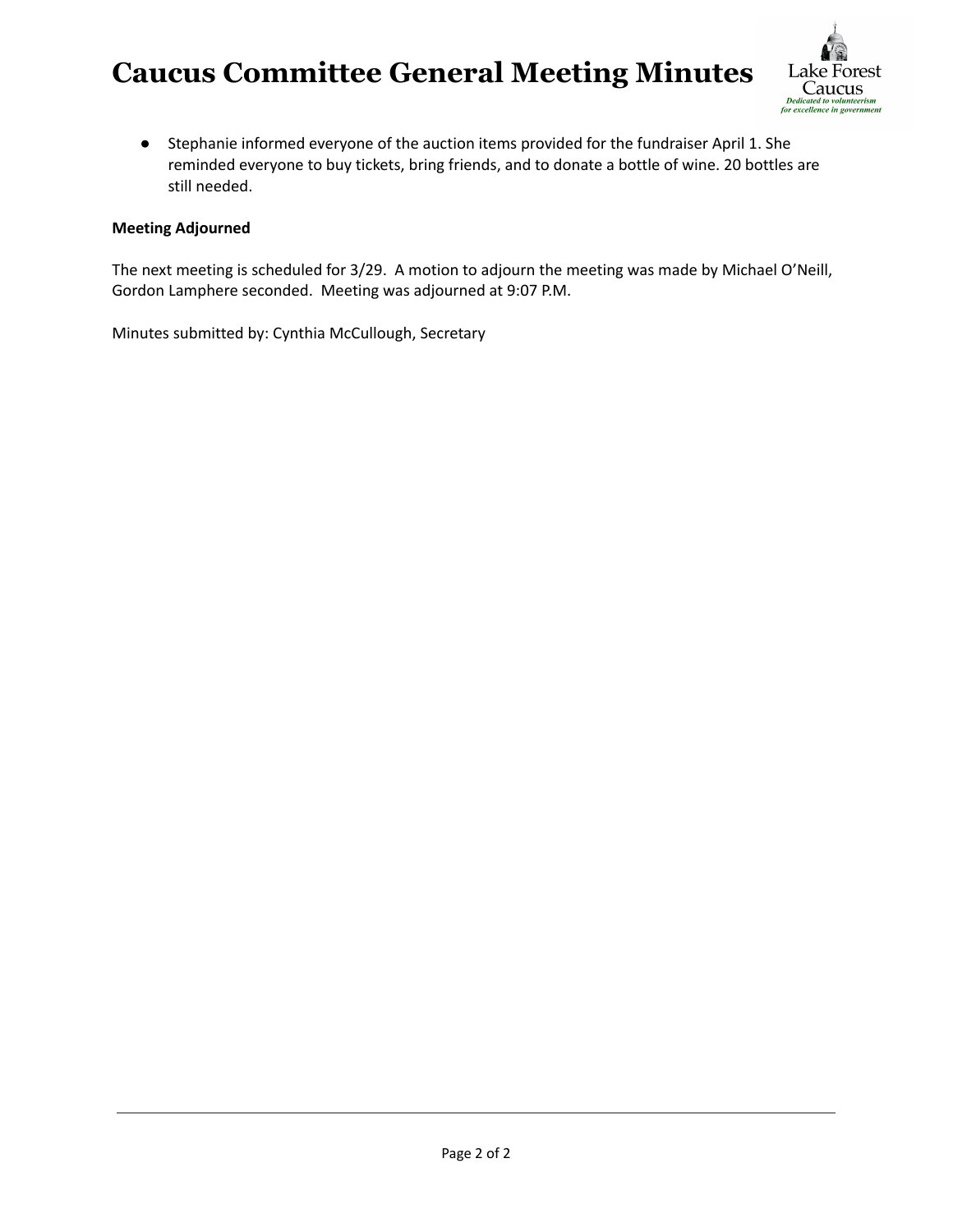- Stephanie informed everyone of the auction items provided for the fundraiser April 1. She reminded everyone to buy tickets, bring friends, and to donate a bottle of wine. 20 bottles are still needed.

**Meeting Adjourned**

The next meeting is scheduled for 3/29. A motion to adjourn the meeting was made by Michael O'Neill, Gordon Lamphere seconded. Meeting was adjourned at 9:07 P.M.

Minutes submitted by: Cynthia McCullough, Secretary